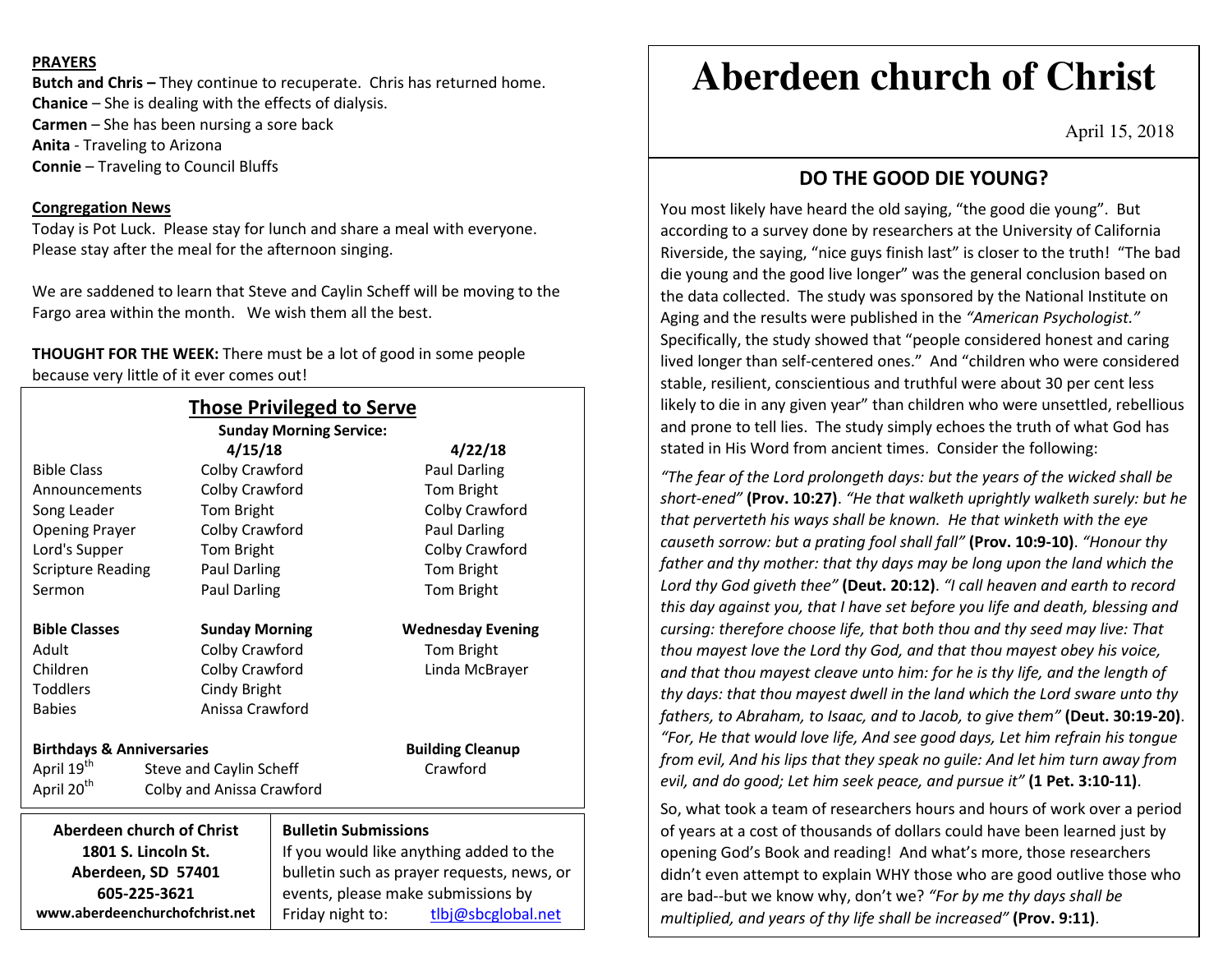**PRAYERS**

**Butch and Chris –** They continue to recuperate. Chris has returned home.
**Chanice** – She is dealing with the effects of dialysis.
**Carmen** – She has been nursing a sore back
**Anita** - Traveling to Arizona
**Connie** – Traveling to Council Bluffs

**Congregation News**

Today is Pot Luck. Please stay for lunch and share a meal with everyone. Please stay after the meal for the afternoon singing.

We are saddened to learn that Steve and Caylin Scheff will be moving to the Fargo area within the month. We wish them all the best.

**THOUGHT FOR THE WEEK:** There must be a lot of good in some people because very little of it ever comes out!

## Those Privileged to Serve

**Sunday Morning Service:**

| | 4/15/18 | 4/22/18 |
|---|---|---|
| Bible Class | Colby Crawford | Paul Darling |
| Announcements | Colby Crawford | Tom Bright |
| Song Leader | Tom Bright | Colby Crawford |
| Opening Prayer | Colby Crawford | Paul Darling |
| Lord's Supper | Tom Bright | Colby Crawford |
| Scripture Reading | Paul Darling | Tom Bright |
| Sermon | Paul Darling | Tom Bright |

| **Bible Classes** | **Sunday Morning** | **Wednesday Evening** |
|---|---|---|
| Adult | Colby Crawford | Tom Bright |
| Children | Colby Crawford | Linda McBrayer |
| Toddlers | Cindy Bright | |
| Babies | Anissa Crawford | |

**Birthdays & Anniversaries**

April 19th – Steve and Caylin Scheff
April 20th – Colby and Anissa Crawford

**Building Cleanup**

Crawford

**Aberdeen church of Christ**
**1801 S. Lincoln St.**
**Aberdeen, SD 57401**
**605-225-3621**
**www.aberdeenchurchofchrist.net**

**Bulletin Submissions**

If you would like anything added to the bulletin such as prayer requests, news, or events, please make submissions by Friday night to: tlbj@sbcglobal.net

# Aberdeen church of Christ

April 15, 2018

## DO THE GOOD DIE YOUNG?

You most likely have heard the old saying, "the good die young". But according to a survey done by researchers at the University of California Riverside, the saying, "nice guys finish last" is closer to the truth! "The bad die young and the good live longer" was the general conclusion based on the data collected. The study was sponsored by the National Institute on Aging and the results were published in the *"American Psychologist."* Specifically, the study showed that "people considered honest and caring lived longer than self-centered ones." And "children who were considered stable, resilient, conscientious and truthful were about 30 per cent less likely to die in any given year" than children who were unsettled, rebellious and prone to tell lies. The study simply echoes the truth of what God has stated in His Word from ancient times. Consider the following:

*"The fear of the Lord prolongeth days: but the years of the wicked shall be short-ened"* **(Prov. 10:27)**. *"He that walketh uprightly walketh surely: but he that perverteth his ways shall be known. He that winketh with the eye causeth sorrow: but a prating fool shall fall"* **(Prov. 10:9-10)**. *"Honour thy father and thy mother: that thy days may be long upon the land which the Lord thy God giveth thee"* **(Deut. 20:12)**. *"I call heaven and earth to record this day against you, that I have set before you life and death, blessing and cursing: therefore choose life, that both thou and thy seed may live: That thou mayest love the Lord thy God, and that thou mayest obey his voice, and that thou mayest cleave unto him: for he is thy life, and the length of thy days: that thou mayest dwell in the land which the Lord sware unto thy fathers, to Abraham, to Isaac, and to Jacob, to give them"* **(Deut. 30:19-20)**. *"For, He that would love life, And see good days, Let him refrain his tongue from evil, And his lips that they speak no guile: And let him turn away from evil, and do good; Let him seek peace, and pursue it"* **(1 Pet. 3:10-11)**.

So, what took a team of researchers hours and hours of work over a period of years at a cost of thousands of dollars could have been learned just by opening God's Book and reading! And what's more, those researchers didn't even attempt to explain WHY those who are good outlive those who are bad--but we know why, don't we? *"For by me thy days shall be multiplied, and years of thy life shall be increased"* **(Prov. 9:11)**.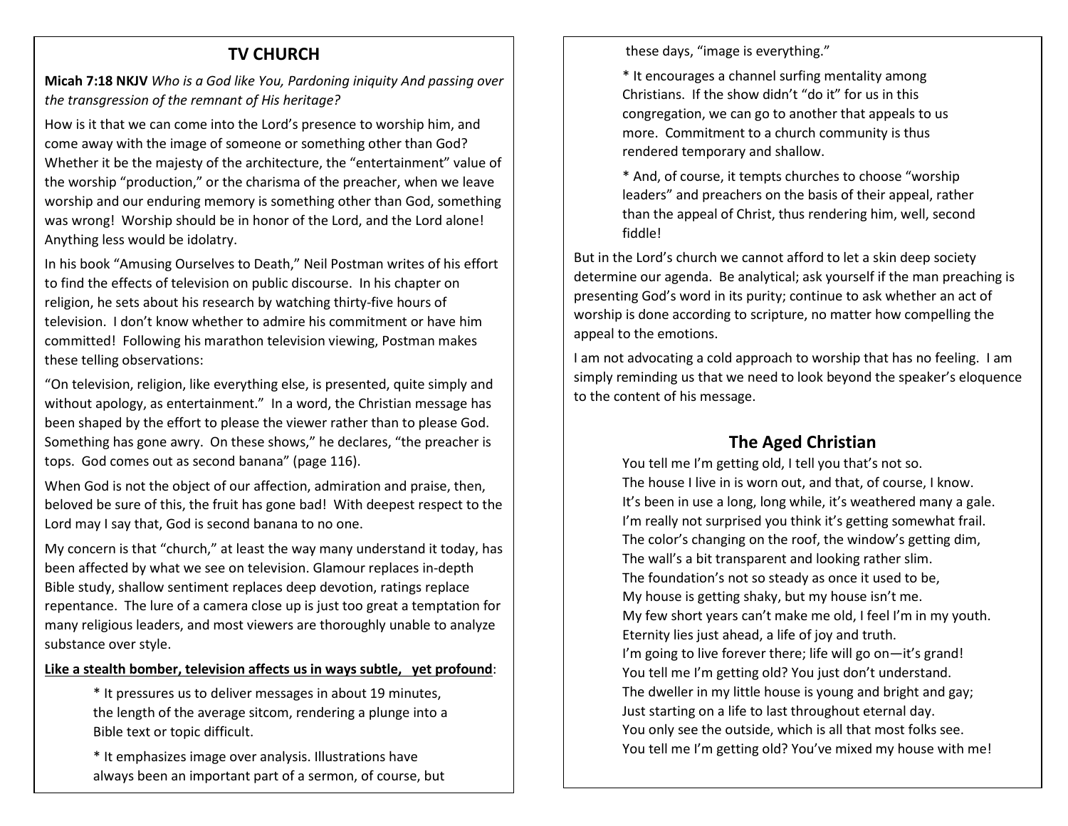## TV CHURCH

**Micah 7:18 NKJV** *Who is a God like You, Pardoning iniquity And passing over the transgression of the remnant of His heritage?*

How is it that we can come into the Lord's presence to worship him, and come away with the image of someone or something other than God? Whether it be the majesty of the architecture, the "entertainment" value of the worship "production," or the charisma of the preacher, when we leave worship and our enduring memory is something other than God, something was wrong! Worship should be in honor of the Lord, and the Lord alone! Anything less would be idolatry.

In his book "Amusing Ourselves to Death," Neil Postman writes of his effort to find the effects of television on public discourse. In his chapter on religion, he sets about his research by watching thirty-five hours of television. I don't know whether to admire his commitment or have him committed! Following his marathon television viewing, Postman makes these telling observations:

"On television, religion, like everything else, is presented, quite simply and without apology, as entertainment." In a word, the Christian message has been shaped by the effort to please the viewer rather than to please God. Something has gone awry. On these shows," he declares, "the preacher is tops. God comes out as second banana" (page 116).

When God is not the object of our affection, admiration and praise, then, beloved be sure of this, the fruit has gone bad! With deepest respect to the Lord may I say that, God is second banana to no one.

My concern is that "church," at least the way many understand it today, has been affected by what we see on television. Glamour replaces in-depth Bible study, shallow sentiment replaces deep devotion, ratings replace repentance. The lure of a camera close up is just too great a temptation for many religious leaders, and most viewers are thoroughly unable to analyze substance over style.

**<u>Like a stealth bomber, television affects us in ways subtle, yet profound</u>**:

* It pressures us to deliver messages in about 19 minutes, the length of the average sitcom, rendering a plunge into a Bible text or topic difficult.

* It emphasizes image over analysis. Illustrations have always been an important part of a sermon, of course, but these days, "image is everything."

* It encourages a channel surfing mentality among Christians. If the show didn't "do it" for us in this congregation, we can go to another that appeals to us more. Commitment to a church community is thus rendered temporary and shallow.

* And, of course, it tempts churches to choose "worship leaders" and preachers on the basis of their appeal, rather than the appeal of Christ, thus rendering him, well, second fiddle!

But in the Lord's church we cannot afford to let a skin deep society determine our agenda. Be analytical; ask yourself if the man preaching is presenting God's word in its purity; continue to ask whether an act of worship is done according to scripture, no matter how compelling the appeal to the emotions.

I am not advocating a cold approach to worship that has no feeling. I am simply reminding us that we need to look beyond the speaker's eloquence to the content of his message.

## The Aged Christian

You tell me I'm getting old, I tell you that's not so.
The house I live in is worn out, and that, of course, I know.
It's been in use a long, long while, it's weathered many a gale.
I'm really not surprised you think it's getting somewhat frail.
The color's changing on the roof, the window's getting dim,
The wall's a bit transparent and looking rather slim.
The foundation's not so steady as once it used to be,
My house is getting shaky, but my house isn't me.
My few short years can't make me old, I feel I'm in my youth.
Eternity lies just ahead, a life of joy and truth.
I'm going to live forever there; life will go on—it's grand!
You tell me I'm getting old? You just don't understand.
The dweller in my little house is young and bright and gay;
Just starting on a life to last throughout eternal day.
You only see the outside, which is all that most folks see.
You tell me I'm getting old? You've mixed my house with me!